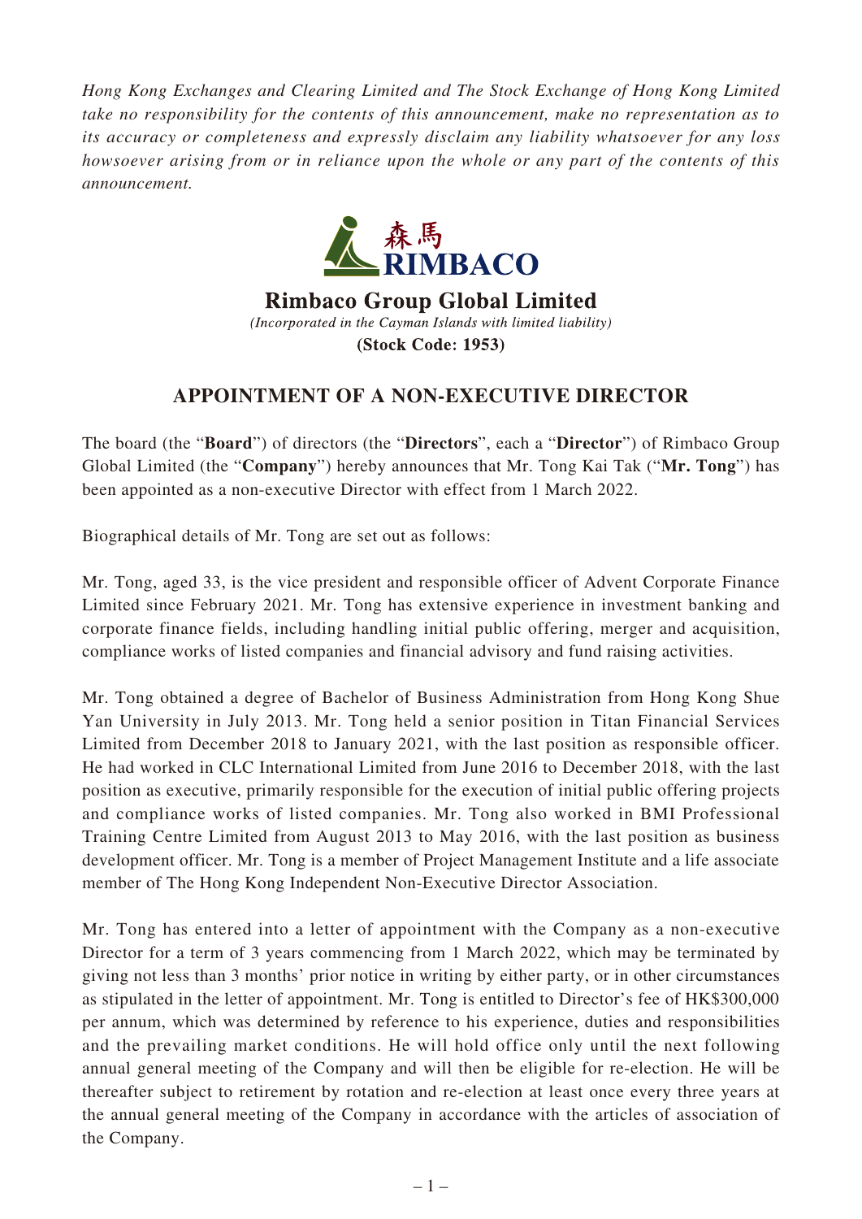*Hong Kong Exchanges and Clearing Limited and The Stock Exchange of Hong Kong Limited take no responsibility for the contents of this announcement, make no representation as to its accuracy or completeness and expressly disclaim any liability whatsoever for any loss howsoever arising from or in reliance upon the whole or any part of the contents of this announcement.*

森馬
RIMBACO

**Rimbaco Group Global Limited**

*(Incorporated in the Cayman Islands with limited liability)*

**(Stock Code: 1953)**

# APPOINTMENT OF A NON-EXECUTIVE DIRECTOR

The board (the "**Board**") of directors (the "**Directors**", each a "**Director**") of Rimbaco Group Global Limited (the "**Company**") hereby announces that Mr. Tong Kai Tak ("**Mr. Tong**") has been appointed as a non-executive Director with effect from 1 March 2022.

Biographical details of Mr. Tong are set out as follows:

Mr. Tong, aged 33, is the vice president and responsible officer of Advent Corporate Finance Limited since February 2021. Mr. Tong has extensive experience in investment banking and corporate finance fields, including handling initial public offering, merger and acquisition, compliance works of listed companies and financial advisory and fund raising activities.

Mr. Tong obtained a degree of Bachelor of Business Administration from Hong Kong Shue Yan University in July 2013. Mr. Tong held a senior position in Titan Financial Services Limited from December 2018 to January 2021, with the last position as responsible officer. He had worked in CLC International Limited from June 2016 to December 2018, with the last position as executive, primarily responsible for the execution of initial public offering projects and compliance works of listed companies. Mr. Tong also worked in BMI Professional Training Centre Limited from August 2013 to May 2016, with the last position as business development officer. Mr. Tong is a member of Project Management Institute and a life associate member of The Hong Kong Independent Non-Executive Director Association.

Mr. Tong has entered into a letter of appointment with the Company as a non-executive Director for a term of 3 years commencing from 1 March 2022, which may be terminated by giving not less than 3 months' prior notice in writing by either party, or in other circumstances as stipulated in the letter of appointment. Mr. Tong is entitled to Director's fee of HK$300,000 per annum, which was determined by reference to his experience, duties and responsibilities and the prevailing market conditions. He will hold office only until the next following annual general meeting of the Company and will then be eligible for re-election. He will be thereafter subject to retirement by rotation and re-election at least once every three years at the annual general meeting of the Company in accordance with the articles of association of the Company.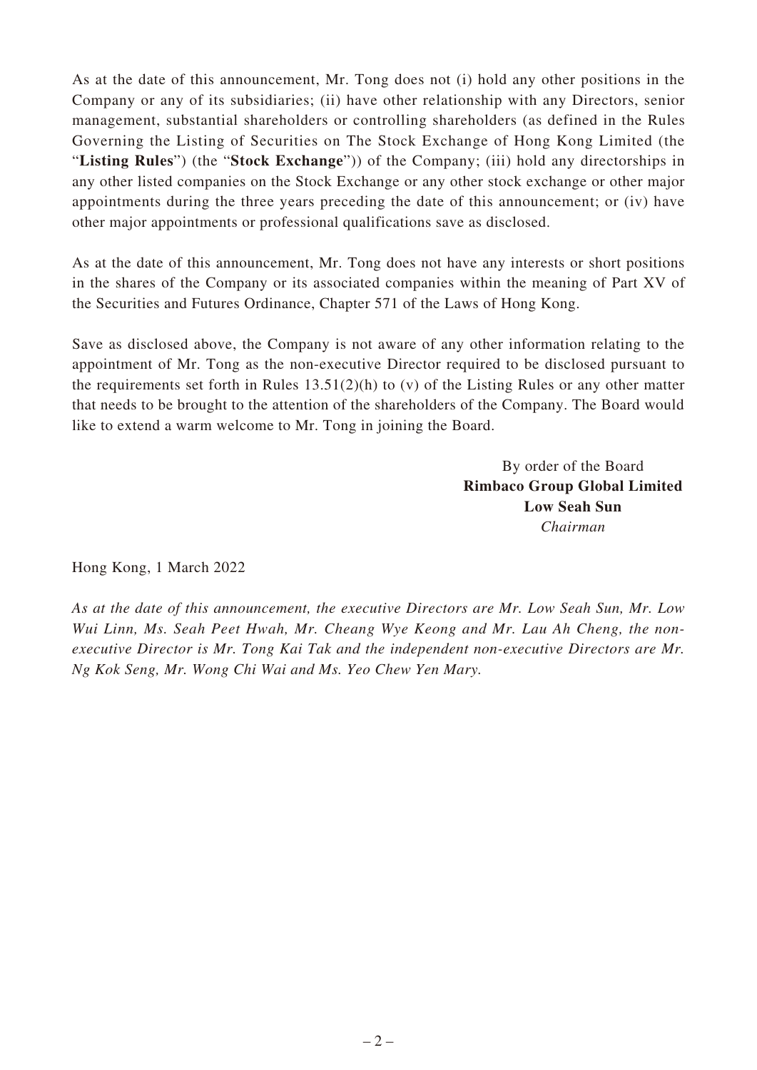As at the date of this announcement, Mr. Tong does not (i) hold any other positions in the Company or any of its subsidiaries; (ii) have other relationship with any Directors, senior management, substantial shareholders or controlling shareholders (as defined in the Rules Governing the Listing of Securities on The Stock Exchange of Hong Kong Limited (the "**Listing Rules**") (the "**Stock Exchange**")) of the Company; (iii) hold any directorships in any other listed companies on the Stock Exchange or any other stock exchange or other major appointments during the three years preceding the date of this announcement; or (iv) have other major appointments or professional qualifications save as disclosed.

As at the date of this announcement, Mr. Tong does not have any interests or short positions in the shares of the Company or its associated companies within the meaning of Part XV of the Securities and Futures Ordinance, Chapter 571 of the Laws of Hong Kong.

Save as disclosed above, the Company is not aware of any other information relating to the appointment of Mr. Tong as the non-executive Director required to be disclosed pursuant to the requirements set forth in Rules 13.51(2)(h) to (v) of the Listing Rules or any other matter that needs to be brought to the attention of the shareholders of the Company. The Board would like to extend a warm welcome to Mr. Tong in joining the Board.

By order of the Board
**Rimbaco Group Global Limited**
**Low Seah Sun**
*Chairman*

Hong Kong, 1 March 2022

*As at the date of this announcement, the executive Directors are Mr. Low Seah Sun, Mr. Low Wui Linn, Ms. Seah Peet Hwah, Mr. Cheang Wye Keong and Mr. Lau Ah Cheng, the non-executive Director is Mr. Tong Kai Tak and the independent non-executive Directors are Mr. Ng Kok Seng, Mr. Wong Chi Wai and Ms. Yeo Chew Yen Mary.*